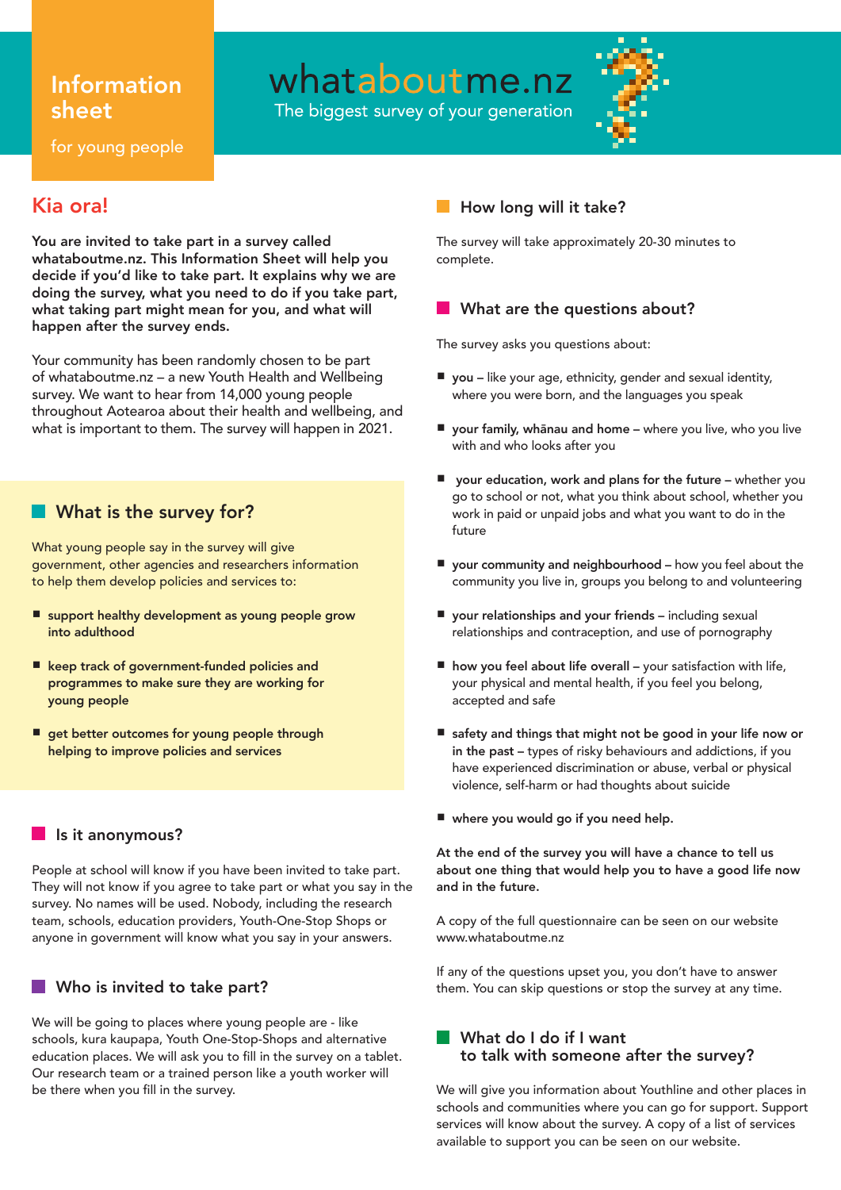# Information sheet

for young people

## whataboutme.nz

The biggest survey of your generation

## Kia ora!

**You are invited to take part in a survey called whataboutme.nz. This Information Sheet will help you decide if you'd like to take part. It explains why we are doing the survey, what you need to do if you take part, what taking part might mean for you, and what will happen after the survey ends.**

Your community has been randomly chosen to be part of whataboutme.nz – a new Youth Health and Wellbeing survey. We want to hear from 14,000 young people throughout Aotearoa about their health and wellbeing, and what is important to them. The survey will happen in 2021.

### What is the survey for?

What young people say in the survey will give government, other agencies and researchers information to help them develop policies and services to:

- **support healthy development as young people grow into adulthood**
- **keep track of government-funded policies and programmes to make sure they are working for young people**
- **get better outcomes for young people through helping to improve policies and services**

### Is it anonymous?

People at school will know if you have been invited to take part. They will not know if you agree to take part or what you say in the survey. No names will be used. Nobody, including the research team, schools, education providers, Youth-One-Stop Shops or anyone in government will know what you say in your answers.

### Who is invited to take part?

We will be going to places where young people are - like schools, kura kaupapa, Youth One-Stop-Shops and alternative education places. We will ask you to fill in the survey on a tablet. Our research team or a trained person like a youth worker will be there when you fill in the survey.

### How long will it take?

The survey will take approximately 20-30 minutes to complete.

### What are the questions about?

The survey asks you questions about:

- **you** – like your age, ethnicity, gender and sexual identity, where you were born, and the languages you speak
- **your family, whānau and home** – where you live, who you live with and who looks after you
- **your education, work and plans for the future** – whether you go to school or not, what you think about school, whether you work in paid or unpaid jobs and what you want to do in the future
- **your community and neighbourhood** – how you feel about the community you live in, groups you belong to and volunteering
- **your relationships and your friends** – including sexual relationships and contraception, and use of pornography
- **how you feel about life overall** – your satisfaction with life, your physical and mental health, if you feel you belong, accepted and safe
- **safety and things that might not be good in your life now or in the past** – types of risky behaviours and addictions, if you have experienced discrimination or abuse, verbal or physical violence, self-harm or had thoughts about suicide
- **where you would go if you need help.**

**At the end of the survey you will have a chance to tell us about one thing that would help you to have a good life now and in the future.**

A copy of the full questionnaire can be seen on our website www.whataboutme.nz

If any of the questions upset you, you don't have to answer them. You can skip questions or stop the survey at any time.

### What do I do if I want to talk with someone after the survey?

We will give you information about Youthline and other places in schools and communities where you can go for support. Support services will know about the survey. A copy of a list of services available to support you can be seen on our website.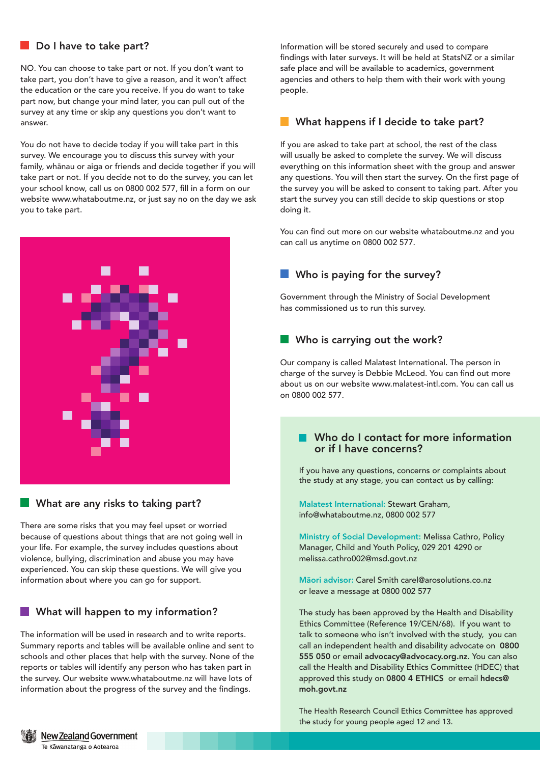## Do I have to take part?

NO. You can choose to take part or not. If you don't want to take part, you don't have to give a reason, and it won't affect the education or the care you receive. If you do want to take part now, but change your mind later, you can pull out of the survey at any time or skip any questions you don't want to answer.

You do not have to decide today if you will take part in this survey. We encourage you to discuss this survey with your family, whānau or aiga or friends and decide together if you will take part or not. If you decide not to do the survey, you can let your school know, call us on 0800 002 577, fill in a form on our website www.whataboutme.nz, or just say no on the day we ask you to take part.

## What are any risks to taking part?

There are some risks that you may feel upset or worried because of questions about things that are not going well in your life. For example, the survey includes questions about violence, bullying, discrimination and abuse you may have experienced. You can skip these questions. We will give you information about where you can go for support.

## What will happen to my information?

The information will be used in research and to write reports. Summary reports and tables will be available online and sent to schools and other places that help with the survey. None of the reports or tables will identify any person who has taken part in the survey. Our website www.whataboutme.nz will have lots of information about the progress of the survey and the findings.

Information will be stored securely and used to compare findings with later surveys. It will be held at StatsNZ or a similar safe place and will be available to academics, government agencies and others to help them with their work with young people.

## What happens if I decide to take part?

If you are asked to take part at school, the rest of the class will usually be asked to complete the survey. We will discuss everything on this information sheet with the group and answer any questions. You will then start the survey. On the first page of the survey you will be asked to consent to taking part. After you start the survey you can still decide to skip questions or stop doing it.

You can find out more on our website whataboutme.nz and you can call us anytime on 0800 002 577.

## Who is paying for the survey?

Government through the Ministry of Social Development has commissioned us to run this survey.

## Who is carrying out the work?

Our company is called Malatest International. The person in charge of the survey is Debbie McLeod. You can find out more about us on our website www.malatest-intl.com. You can call us on 0800 002 577.

## Who do I contact for more information or if I have concerns?

If you have any questions, concerns or complaints about the study at any stage, you can contact us by calling:

Malatest International: Stewart Graham, info@whataboutme.nz, 0800 002 577

Ministry of Social Development: Melissa Cathro, Policy Manager, Child and Youth Policy, 029 201 4290 or melissa.cathro002@msd.govt.nz

Māori advisor: Carel Smith carel@arosolutions.co.nz or leave a message at 0800 002 577

The study has been approved by the Health and Disability Ethics Committee (Reference 19/CEN/68). If you want to talk to someone who isn't involved with the study, you can call an independent health and disability advocate on **0800 555 050** or email **advocacy@advocacy.org.nz**. You can also call the Health and Disability Ethics Committee (HDEC) that approved this study on **0800 4 ETHICS** or email **hdecs@moh.govt.nz**

The Health Research Council Ethics Committee has approved the study for young people aged 12 and 13.

New Zealand Government
Te Kāwanatanga o Aotearoa